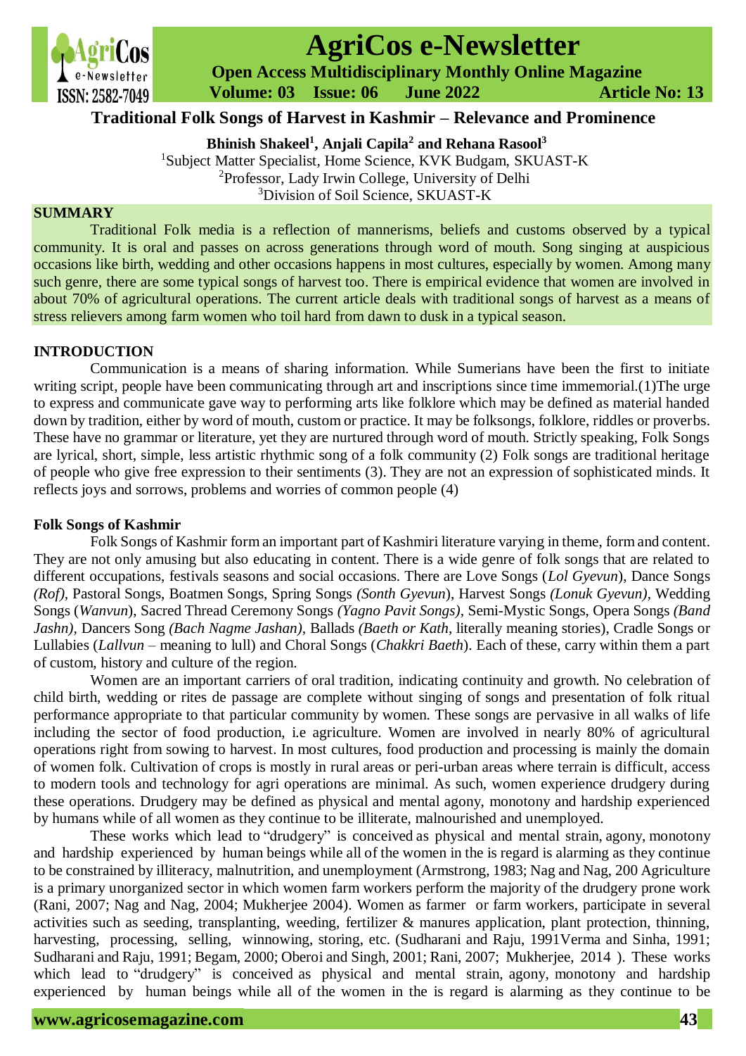# Traditional Folk Songs of Harvest in Kashmir – Relevance and Prominence

**Bhinish Shakeel[1], Anjali Capila[2] and Rehana Rasool[3]**

[1]Subject Matter Specialist, Home Science, KVK Budgam, SKUAST-K
[2]Professor, Lady Irwin College, University of Delhi
[3]Division of Soil Science, SKUAST-K

## SUMMARY

Traditional Folk media is a reflection of mannerisms, beliefs and customs observed by a typical community. It is oral and passes on across generations through word of mouth. Song singing at auspicious occasions like birth, wedding and other occasions happens in most cultures, especially by women. Among many such genre, there are some typical songs of harvest too. There is empirical evidence that women are involved in about 70% of agricultural operations. The current article deals with traditional songs of harvest as a means of stress relievers among farm women who toil hard from dawn to dusk in a typical season.

## INTRODUCTION

Communication is a means of sharing information. While Sumerians have been the first to initiate writing script, people have been communicating through art and inscriptions since time immemorial.(1)The urge to express and communicate gave way to performing arts like folklore which may be defined as material handed down by tradition, either by word of mouth, custom or practice. It may be folksongs, folklore, riddles or proverbs. These have no grammar or literature, yet they are nurtured through word of mouth. Strictly speaking, Folk Songs are lyrical, short, simple, less artistic rhythmic song of a folk community (2) Folk songs are traditional heritage of people who give free expression to their sentiments (3). They are not an expression of sophisticated minds. It reflects joys and sorrows, problems and worries of common people (4)

### Folk Songs of Kashmir

Folk Songs of Kashmir form an important part of Kashmiri literature varying in theme, form and content. They are not only amusing but also educating in content. There is a wide genre of folk songs that are related to different occupations, festivals seasons and social occasions. There are Love Songs (*Lol Gyevun*), Dance Songs *(Rof)*, Pastoral Songs, Boatmen Songs, Spring Songs *(Sonth Gyevun*), Harvest Songs *(Lonuk Gyevun)*, Wedding Songs (*Wanvun*), Sacred Thread Ceremony Songs *(Yagno Pavit Songs)*, Semi-Mystic Songs, Opera Songs *(Band Jashn)*, Dancers Song *(Bach Nagme Jashan)*, Ballads *(Baeth or Kath*, literally meaning stories), Cradle Songs or Lullabies (*Lallvun* – meaning to lull) and Choral Songs (*Chakkri Baeth*). Each of these, carry within them a part of custom, history and culture of the region.

Women are an important carriers of oral tradition, indicating continuity and growth. No celebration of child birth, wedding or rites de passage are complete without singing of songs and presentation of folk ritual performance appropriate to that particular community by women. These songs are pervasive in all walks of life including the sector of food production, i.e agriculture. Women are involved in nearly 80% of agricultural operations right from sowing to harvest. In most cultures, food production and processing is mainly the domain of women folk. Cultivation of crops is mostly in rural areas or peri-urban areas where terrain is difficult, access to modern tools and technology for agri operations are minimal. As such, women experience drudgery during these operations. Drudgery may be defined as physical and mental agony, monotony and hardship experienced by humans while of all women as they continue to be illiterate, malnourished and unemployed.

These works which lead to "drudgery" is conceived as physical and mental strain, agony, monotony and hardship experienced by human beings while all of the women in the is regard is alarming as they continue to be constrained by illiteracy, malnutrition, and unemployment (Armstrong, 1983; Nag and Nag, 200 Agriculture is a primary unorganized sector in which women farm workers perform the majority of the drudgery prone work (Rani, 2007; Nag and Nag, 2004; Mukherjee 2004). Women as farmer or farm workers, participate in several activities such as seeding, transplanting, weeding, fertilizer & manures application, plant protection, thinning, harvesting, processing, selling, winnowing, storing, etc. (Sudharani and Raju, 1991Verma and Sinha, 1991; Sudharani and Raju, 1991; Begam, 2000; Oberoi and Singh, 2001; Rani, 2007; Mukherjee, 2014 ). These works which lead to "drudgery" is conceived as physical and mental strain, agony, monotony and hardship experienced by human beings while all of the women in the is regard is alarming as they continue to be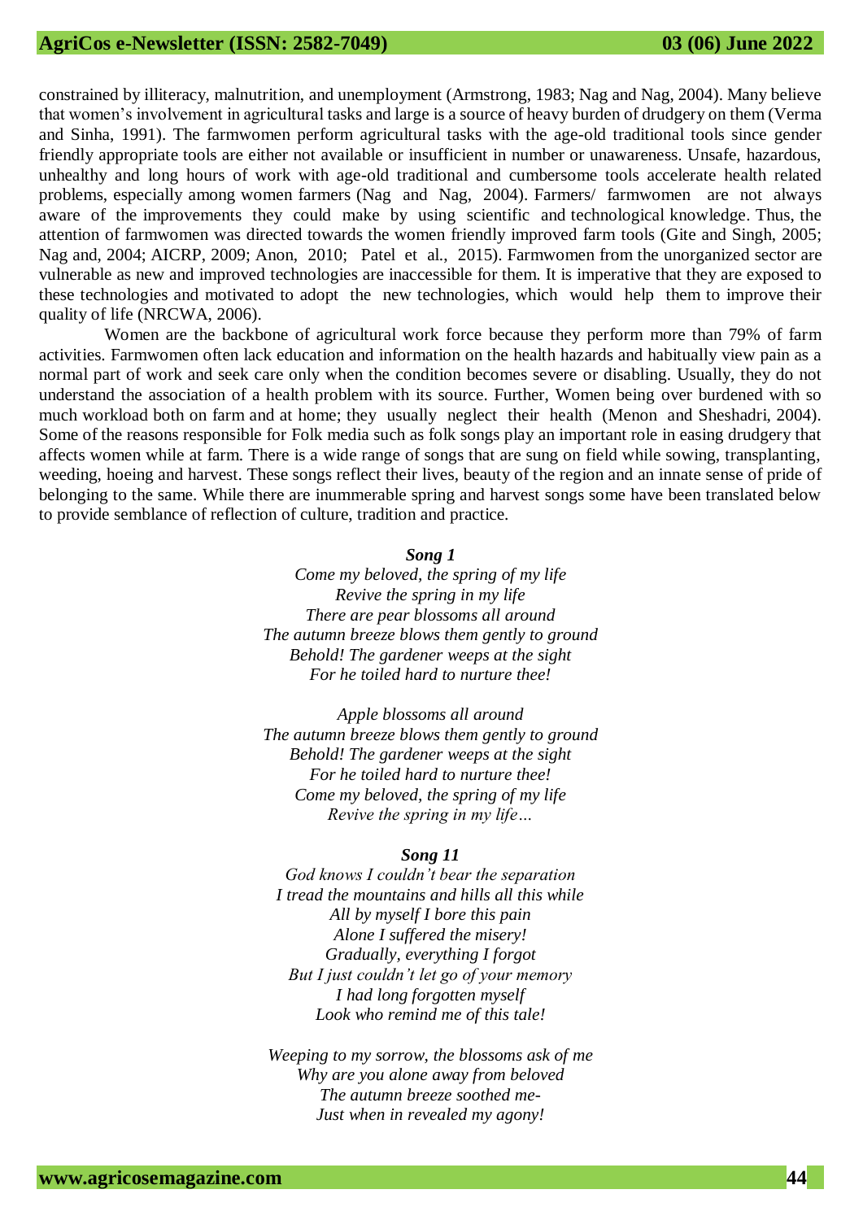constrained by illiteracy, malnutrition, and unemployment (Armstrong, 1983; Nag and Nag, 2004). Many believe that women's involvement in agricultural tasks and large is a source of heavy burden of drudgery on them (Verma and Sinha, 1991). The farmwomen perform agricultural tasks with the age-old traditional tools since gender friendly appropriate tools are either not available or insufficient in number or unawareness. Unsafe, hazardous, unhealthy and long hours of work with age-old traditional and cumbersome tools accelerate health related problems, especially among women farmers (Nag and Nag, 2004). Farmers/ farmwomen are not always aware of the improvements they could make by using scientific and technological knowledge. Thus, the attention of farmwomen was directed towards the women friendly improved farm tools (Gite and Singh, 2005; Nag and, 2004; AICRP, 2009; Anon, 2010; Patel et al., 2015). Farmwomen from the unorganized sector are vulnerable as new and improved technologies are inaccessible for them. It is imperative that they are exposed to these technologies and motivated to adopt the new technologies, which would help them to improve their quality of life (NRCWA, 2006).

Women are the backbone of agricultural work force because they perform more than 79% of farm activities. Farmwomen often lack education and information on the health hazards and habitually view pain as a normal part of work and seek care only when the condition becomes severe or disabling. Usually, they do not understand the association of a health problem with its source. Further, Women being over burdened with so much workload both on farm and at home; they usually neglect their health (Menon and Sheshadri, 2004). Some of the reasons responsible for Folk media such as folk songs play an important role in easing drudgery that affects women while at farm. There is a wide range of songs that are sung on field while sowing, transplanting, weeding, hoeing and harvest. These songs reflect their lives, beauty of the region and an innate sense of pride of belonging to the same. While there are inummerable spring and harvest songs some have been translated below to provide semblance of reflection of culture, tradition and practice.

***Song 1***

*Come my beloved, the spring of my life*
*Revive the spring in my life*
*There are pear blossoms all around*
*The autumn breeze blows them gently to ground*
*Behold! The gardener weeps at the sight*
*For he toiled hard to nurture thee!*

*Apple blossoms all around*
*The autumn breeze blows them gently to ground*
*Behold! The gardener weeps at the sight*
*For he toiled hard to nurture thee!*
*Come my beloved, the spring of my life*
*Revive the spring in my life…*

***Song 11***

*God knows I couldn't bear the separation*
*I tread the mountains and hills all this while*
*All by myself I bore this pain*
*Alone I suffered the misery!*
*Gradually, everything I forgot*
*But I just couldn't let go of your memory*
*I had long forgotten myself*
*Look who remind me of this tale!*

*Weeping to my sorrow, the blossoms ask of me*
*Why are you alone away from beloved*
*The autumn breeze soothed me-*
*Just when in revealed my agony!*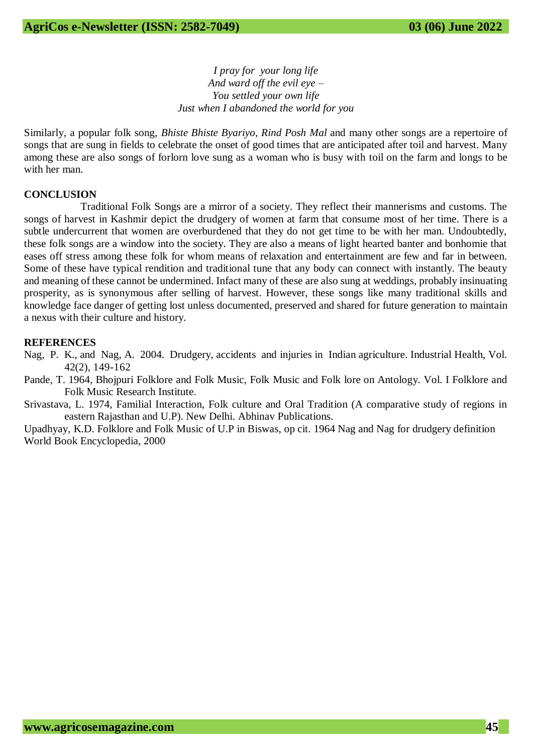*I pray for your long life*
*And ward off the evil eye –*
*You settled your own life*
*Just when I abandoned the world for you*

Similarly, a popular folk song, *Bhiste Bhiste Byariyo, Rind Posh Mal* and many other songs are a repertoire of songs that are sung in fields to celebrate the onset of good times that are anticipated after toil and harvest. Many among these are also songs of forlorn love sung as a woman who is busy with toil on the farm and longs to be with her man.

## CONCLUSION

Traditional Folk Songs are a mirror of a society. They reflect their mannerisms and customs. The songs of harvest in Kashmir depict the drudgery of women at farm that consume most of her time. There is a subtle undercurrent that women are overburdened that they do not get time to be with her man. Undoubtedly, these folk songs are a window into the society. They are also a means of light hearted banter and bonhomie that eases off stress among these folk for whom means of relaxation and entertainment are few and far in between. Some of these have typical rendition and traditional tune that any body can connect with instantly. The beauty and meaning of these cannot be undermined. Infact many of these are also sung at weddings, probably insinuating prosperity, as is synonymous after selling of harvest. However, these songs like many traditional skills and knowledge face danger of getting lost unless documented, preserved and shared for future generation to maintain a nexus with their culture and history.

## REFERENCES

Nag, P. K., and Nag, A. 2004. Drudgery, accidents and injuries in Indian agriculture. Industrial Health, Vol. 42(2), 149-162

Pande, T. 1964, Bhojpuri Folklore and Folk Music, Folk Music and Folk lore on Antology. Vol. I Folklore and Folk Music Research Institute.

Srivastava, L. 1974, Familial Interaction, Folk culture and Oral Tradition (A comparative study of regions in eastern Rajasthan and U.P). New Delhi. Abhinav Publications.

Upadhyay, K.D. Folklore and Folk Music of U.P in Biswas, op cit. 1964 Nag and Nag for drudgery definition

World Book Encyclopedia, 2000